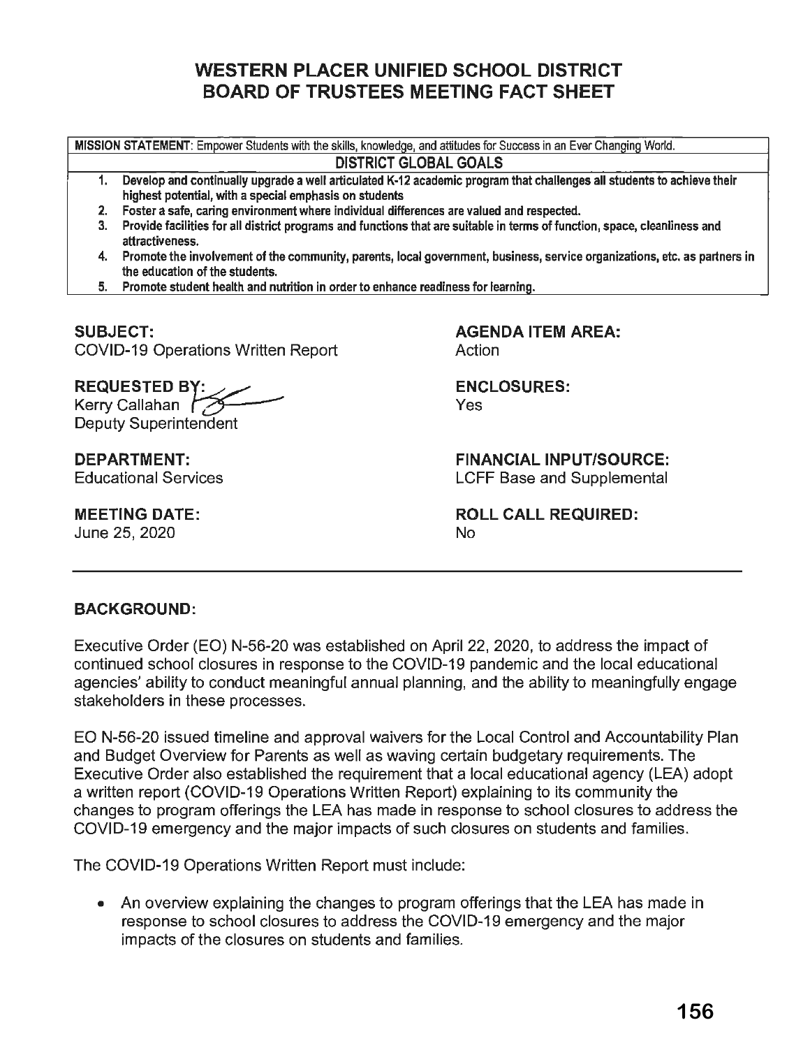# WESTERN PLACER UNIFIED SCHOOL DISTRICT
# BOARD OF TRUSTEES MEETING FACT SHEET

| MISSION STATEMENT: Empower Students with the skills, knowledge, and attitudes for Success in an Ever Changing World. |
|---|
| **DISTRICT GLOBAL GOALS** |
| 1. Develop and continually upgrade a well articulated K-12 academic program that challenges all students to achieve their highest potential, with a special emphasis on students |
| 2. Foster a safe, caring environment where individual differences are valued and respected. |
| 3. Provide facilities for all district programs and functions that are suitable in terms of function, space, cleanliness and attractiveness. |
| 4. Promote the involvement of the community, parents, local government, business, service organizations, etc. as partners in the education of the students. |
| 5. Promote student health and nutrition in order to enhance readiness for learning. |

**SUBJECT:**
COVID-19 Operations Written Report

**AGENDA ITEM AREA:**
Action

**REQUESTED BY:**
Kerry Callahan
Deputy Superintendent

**ENCLOSURES:**
Yes

**DEPARTMENT:**
Educational Services

**FINANCIAL INPUT/SOURCE:**
LCFF Base and Supplemental

**MEETING DATE:**
June 25, 2020

**ROLL CALL REQUIRED:**
No

---

**BACKGROUND:**

Executive Order (EO) N-56-20 was established on April 22, 2020, to address the impact of continued school closures in response to the COVID-19 pandemic and the local educational agencies' ability to conduct meaningful annual planning, and the ability to meaningfully engage stakeholders in these processes.

EO N-56-20 issued timeline and approval waivers for the Local Control and Accountability Plan and Budget Overview for Parents as well as waving certain budgetary requirements. The Executive Order also established the requirement that a local educational agency (LEA) adopt a written report (COVID-19 Operations Written Report) explaining to its community the changes to program offerings the LEA has made in response to school closures to address the COVID-19 emergency and the major impacts of such closures on students and families.

The COVID-19 Operations Written Report must include:

- An overview explaining the changes to program offerings that the LEA has made in response to school closures to address the COVID-19 emergency and the major impacts of the closures on students and families.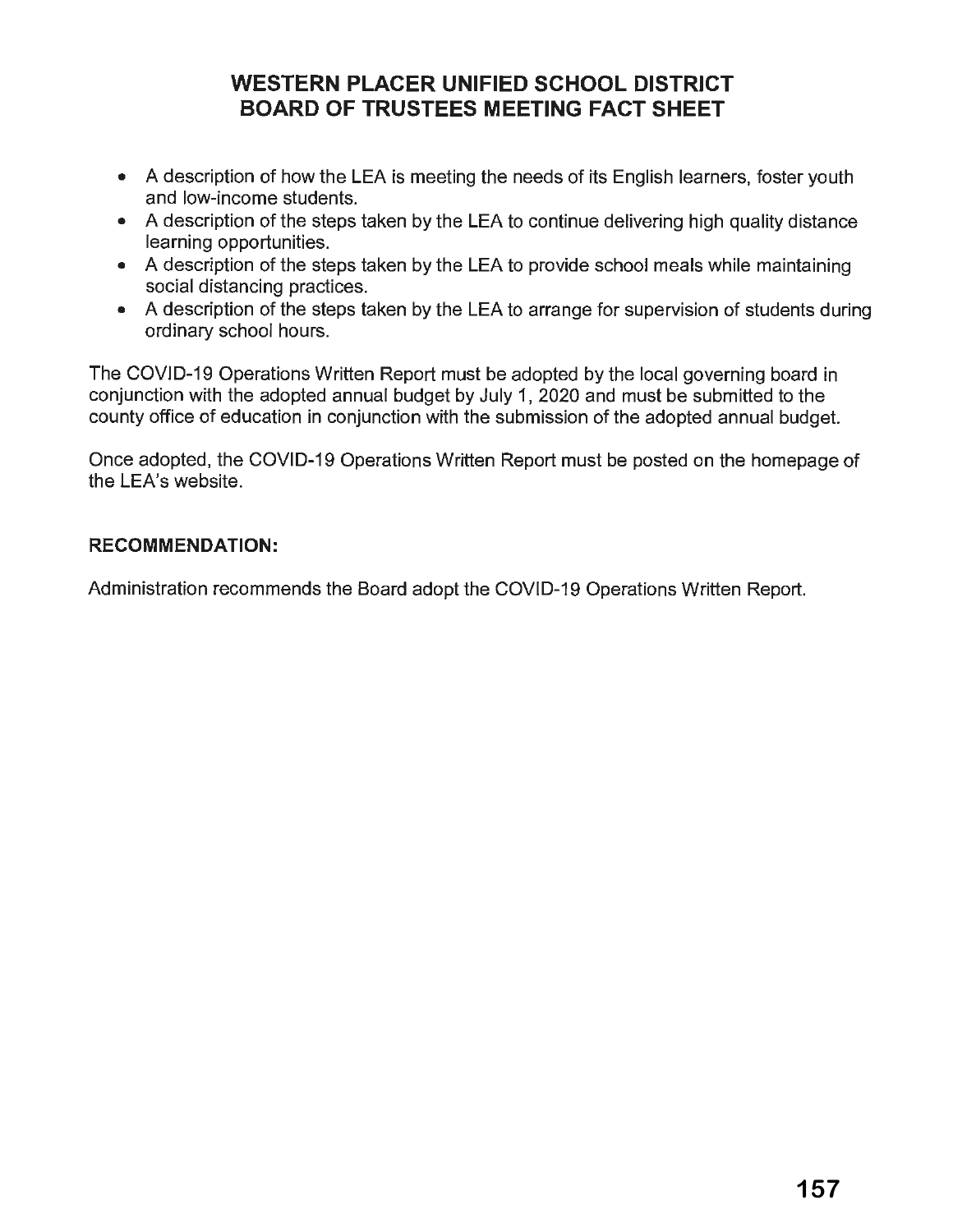# WESTERN PLACER UNIFIED SCHOOL DISTRICT
# BOARD OF TRUSTEES MEETING FACT SHEET

- A description of how the LEA is meeting the needs of its English learners, foster youth and low-income students.
- A description of the steps taken by the LEA to continue delivering high quality distance learning opportunities.
- A description of the steps taken by the LEA to provide school meals while maintaining social distancing practices.
- A description of the steps taken by the LEA to arrange for supervision of students during ordinary school hours.

The COVID-19 Operations Written Report must be adopted by the local governing board in conjunction with the adopted annual budget by July 1, 2020 and must be submitted to the county office of education in conjunction with the submission of the adopted annual budget.

Once adopted, the COVID-19 Operations Written Report must be posted on the homepage of the LEA's website.

**RECOMMENDATION:**

Administration recommends the Board adopt the COVID-19 Operations Written Report.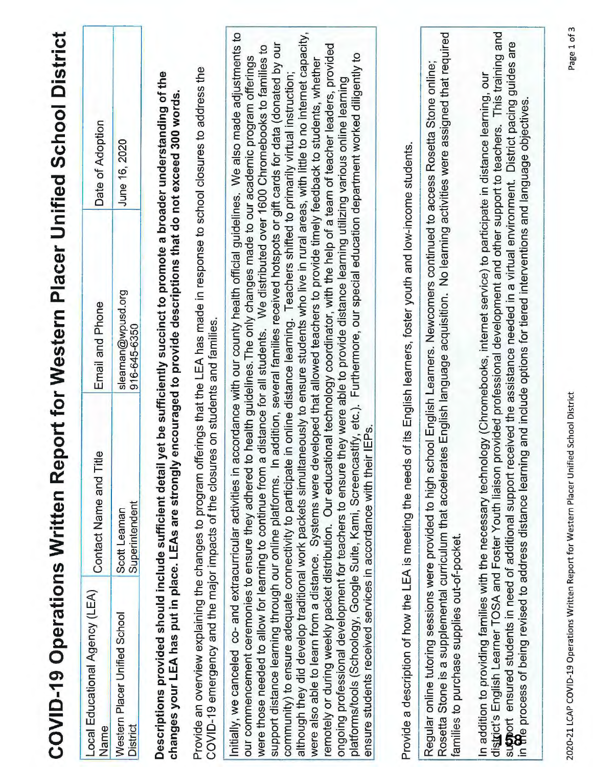# COVID-19 Operations Written Report for Western Placer Unified School District

| Local Educational Agency (LEA) Name | Contact Name and Title | Email and Phone | Date of Adoption |
|---|---|---|---|
| Western Placer Unified School District | Scott Leaman<br>Superintendent | sleaman@wpusd.org<br>916-645-6350 | June 16, 2020 |

**Descriptions provided should include sufficient detail yet be sufficiently succinct to promote a broader understanding of the changes your LEA has put in place. LEAs are strongly encouraged to provide descriptions that do not exceed 300 words.**

Provide an overview explaining the changes to program offerings that the LEA has made in response to school closures to address the COVID-19 emergency and the major impacts of the closures on students and families.

Initially, we canceled co- and extracurricular activities in accordance with our county health official guidelines. We also made adjustments to our commencement ceremonies to ensure they adhered to health guidelines.The only changes made to our academic program offerings were those needed to allow for learning to continue from a distance for all students. We distributed over 1600 Chromebooks to families to support distance learning through our online platforms. In addition, several families received hotspots or gift cards for data (donated by our community) to ensure adequate connectivity to participate in online distance learning. Teachers shifted to primarily virtual instruction; although they did develop traditional work packets simultaneously to ensure students who live in rural areas, with little to no internet capacity, were also able to learn from a distance. Systems were developed that allowed teachers to provide timely feedback to students, whether remotely or during weekly packet distribution. Our educational technology coordinator, with the help of a team of teacher leaders, provided ongoing professional development for teachers to ensure they were able to provide distance learning utilizing various online learning platforms/tools (Schoology, Google Suite, Kami, Screencastify, etc.). Furthermore, our special education department worked diligently to ensure students received services in accordance with their IEPs.

Provide a description of how the LEA is meeting the needs of its English learners, foster youth and low-income students.

Regular online tutoring sessions were provided to high school English Learners. Newcomers continued to access Rosetta Stone online; Rosetta Stone is a supplemental curriculum that accelerates English language acquisition. No learning activities were assigned that required families to purchase supplies out-of-pocket.

In addition to providing families with the necessary technology (Chromebooks, internet service) to participate in distance learning, our district's English Learner TOSA and Foster Youth liaison provided professional development and other support to teachers. This training and support ensured students in need of additional support received the assistance needed in a virtual environment. District pacing guides are in the process of being revised to address distance learning and include options for tiered interventions and language objectives.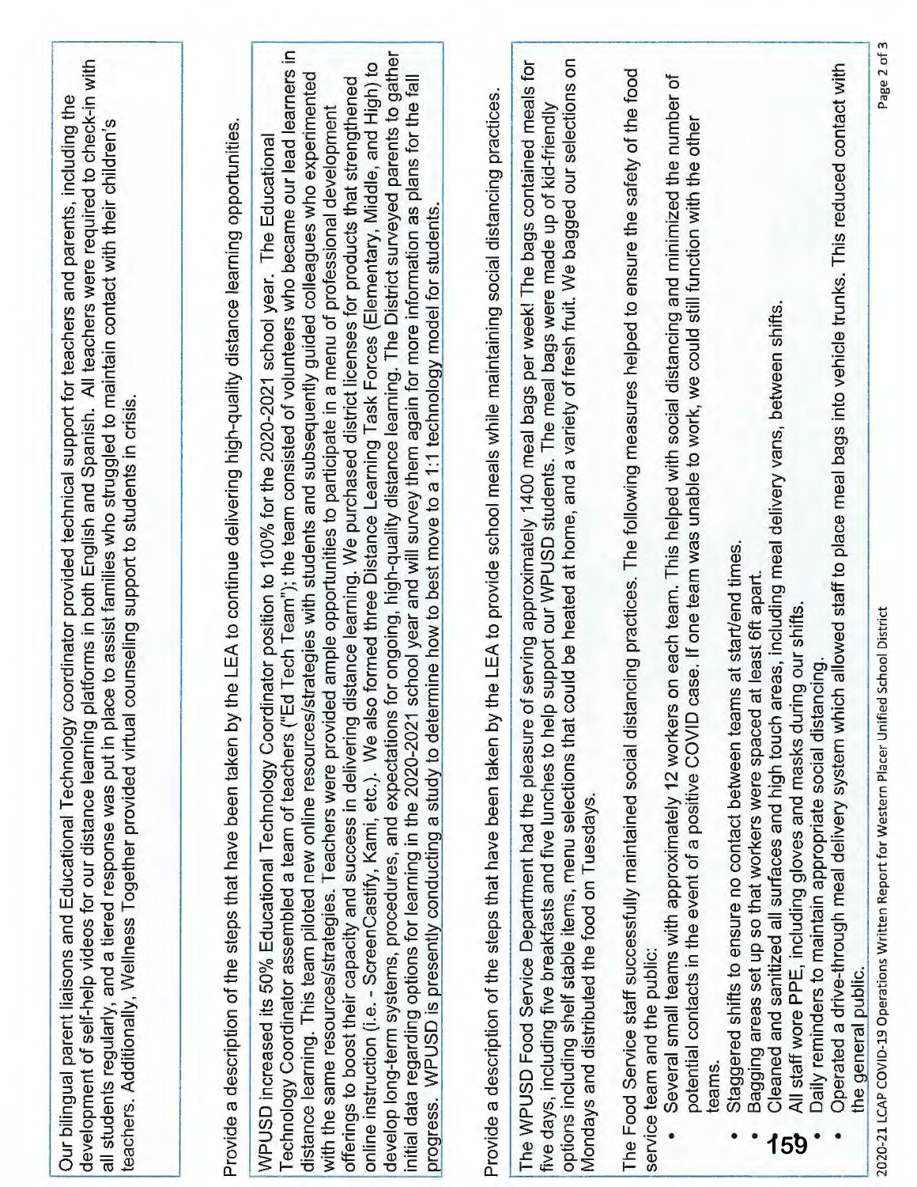Our bilingual parent liaisons and Educational Technology coordinator provided technical support for teachers and parents, including the development of self-help videos for our distance learning platforms in both English and Spanish. All teachers were required to check-in with all students regularly, and a tiered response was put in place to assist families who struggled to maintain contact with their children's teachers. Additionally, Wellness Together provided virtual counseling support to students in crisis.

Provide a description of the steps that have been taken by the LEA to continue delivering high-quality distance learning opportunities.

WPUSD increased its 50% Educational Technology Coordinator position to 100% for the 2020-2021 school year. The Educational Technology Coordinator assembled a team of teachers ("Ed Tech Team"); the team consisted of volunteers who became our lead learners in distance learning. This team piloted new online resources/strategies with students and subsequently guided colleagues who experimented with the same resources/strategies. Teachers were provided ample opportunities to participate in a menu of professional development offerings to boost their capacity and success in delivering distance learning. We purchased district licenses for products that strengthened online instruction (i.e. - ScreenCastify, Kami, etc.). We also formed three Distance Learning Task Forces (Elementary, Middle, and High) to develop long-term systems, procedures, and expectations for ongoing, high-quality distance learning. The District surveyed parents to gather initial data regarding options for learning in the 2020-2021 school year and will survey them again for more information as plans for the fall progress. WPUSD is presently conducting a study to determine how to best move to a 1:1 technology model for students.

Provide a description of the steps that have been taken by the LEA to provide school meals while maintaining social distancing practices.

The WPUSD Food Service Department had the pleasure of serving approximately 1400 meal bags per week! The bags contained meals for five days, including five breakfasts and five lunches to help support our WPUSD students. The meal bags were made up of kid-friendly options including shelf stable items, menu selections that could be heated at home, and a variety of fresh fruit. We bagged our selections on Mondays and distributed the food on Tuesdays.

The Food Service staff successfully maintained social distancing practices. The following measures helped to ensure the safety of the food service team and the public:

- Several small teams with approximately 12 workers on each team. This helped with social distancing and minimized the number of potential contacts in the event of a positive COVID case. If one team was unable to work, we could still function with the other teams.
- Staggered shifts to ensure no contact between teams at start/end times.
- Bagging areas set up so that workers were spaced at least 6ft apart.
- Cleaned and sanitized all surfaces and high touch areas, including meal delivery vans, between shifts.
- All staff wore PPE, including gloves and masks during our shifts.
- Daily reminders to maintain appropriate social distancing.
- Operated a drive-through meal delivery system which allowed staff to place meal bags into vehicle trunks. This reduced contact with the general public.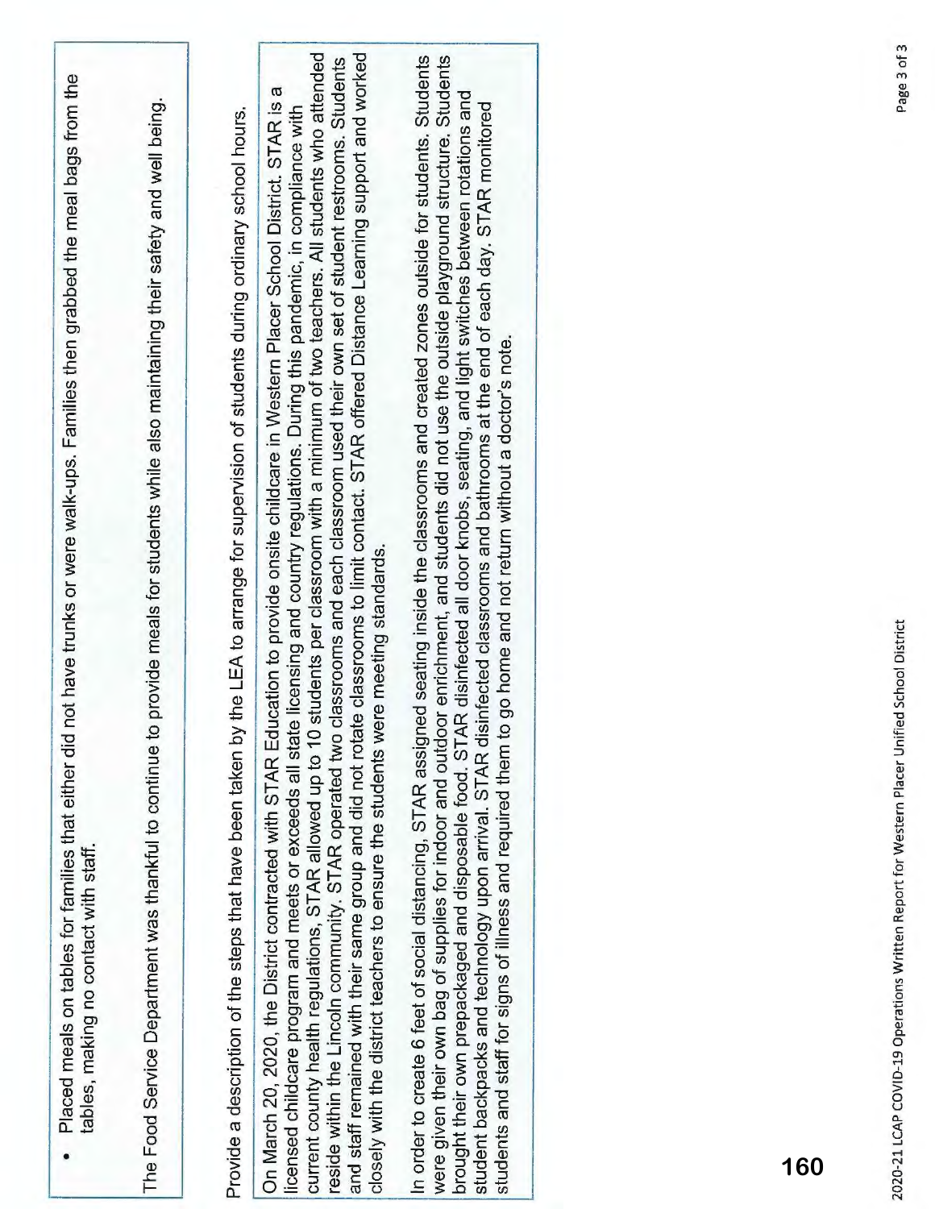- Placed meals on tables for families that either did not have trunks or were walk-ups. Families then grabbed the meal bags from the tables, making no contact with staff.

The Food Service Department was thankful to continue to provide meals for students while also maintaining their safety and well being.

Provide a description of the steps that have been taken by the LEA to arrange for supervision of students during ordinary school hours.

On March 20, 2020, the District contracted with STAR Education to provide onsite childcare in Western Placer School District. STAR is a licensed childcare program and meets or exceeds all state licensing and country regulations. During this pandemic, in compliance with current county health regulations, STAR allowed up to 10 students per classroom with a minimum of two teachers. All students who attended reside within the Lincoln community. STAR operated two classrooms and each classroom used their own set of student restrooms. Students and staff remained with their same group and did not rotate classrooms to limit contact. STAR offered Distance Learning support and worked closely with the district teachers to ensure the students were meeting standards.

In order to create 6 feet of social distancing, STAR assigned seating inside the classrooms and created zones outside for students. Students were given their own bag of supplies for indoor and outdoor enrichment, and students did not use the outside playground structure. Students brought their own prepackaged and disposable food. STAR disinfected all door knobs, seating, and light switches between rotations and student backpacks and technology upon arrival. STAR disinfected classrooms and bathrooms at the end of each day. STAR monitored students and staff for signs of illness and required them to go home and not return without a doctor's note.